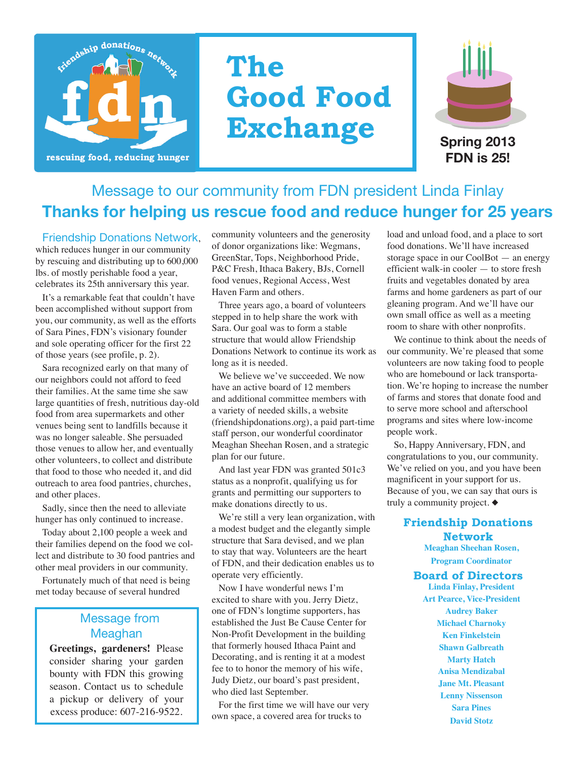friendship donations network

**fdn**

rescuing food, reducing hunger

# The Good Food Exchange

**Spring 2013**
**FDN is 25!**

## Message to our community from FDN president Linda Finlay

## Thanks for helping us rescue food and reduce hunger for 25 years

Friendship Donations Network, which reduces hunger in our community by rescuing and distributing up to 600,000 lbs. of mostly perishable food a year, celebrates its 25th anniversary this year.

It's a remarkable feat that couldn't have been accomplished without support from you, our community, as well as the efforts of Sara Pines, FDN's visionary founder and sole operating officer for the first 22 of those years (see profile, p. 2).

Sara recognized early on that many of our neighbors could not afford to feed their families. At the same time she saw large quantities of fresh, nutritious day-old food from area supermarkets and other venues being sent to landfills because it was no longer saleable. She persuaded those venues to allow her, and eventually other volunteers, to collect and distribute that food to those who needed it, and did outreach to area food pantries, churches, and other places.

Sadly, since then the need to alleviate hunger has only continued to increase.

Today about 2,100 people a week and their families depend on the food we collect and distribute to 30 food pantries and other meal providers in our community.

Fortunately much of that need is being met today because of several hundred community volunteers and the generosity of donor organizations like: Wegmans, GreenStar, Tops, Neighborhood Pride, P&C Fresh, Ithaca Bakery, BJs, Cornell food venues, Regional Access, West Haven Farm and others.

Three years ago, a board of volunteers stepped in to help share the work with Sara. Our goal was to form a stable structure that would allow Friendship Donations Network to continue its work as long as it is needed.

We believe we've succeeded. We now have an active board of 12 members and additional committee members with a variety of needed skills, a website (friendshipdonations.org), a paid part-time staff person, our wonderful coordinator Meaghan Sheehan Rosen, and a strategic plan for our future.

And last year FDN was granted 501c3 status as a nonprofit, qualifying us for grants and permitting our supporters to make donations directly to us.

We're still a very lean organization, with a modest budget and the elegantly simple structure that Sara devised, and we plan to stay that way. Volunteers are the heart of FDN, and their dedication enables us to operate very efficiently.

Now I have wonderful news I'm excited to share with you. Jerry Dietz, one of FDN's longtime supporters, has established the Just Be Cause Center for Non-Profit Development in the building that formerly housed Ithaca Paint and Decorating, and is renting it at a modest fee to to honor the memory of his wife, Judy Dietz, our board's past president, who died last September.

For the first time we will have our very own space, a covered area for trucks to load and unload food, and a place to sort food donations. We'll have increased storage space in our CoolBot — an energy efficient walk-in cooler — to store fresh fruits and vegetables donated by area farms and home gardeners as part of our gleaning program. And we'll have our own small office as well as a meeting room to share with other nonprofits.

We continue to think about the needs of our community. We're pleased that some volunteers are now taking food to people who are homebound or lack transportation. We're hoping to increase the number of farms and stores that donate food and to serve more school and afterschool programs and sites where low-income people work.

So, Happy Anniversary, FDN, and congratulations to you, our community. We've relied on you, and you have been magnificent in your support for us. Because of you, we can say that ours is truly a community project. ◆

### Message from Meaghan

**Greetings, gardeners!** Please consider sharing your garden bounty with FDN this growing season. Contact us to schedule a pickup or delivery of your excess produce: 607-216-9522.

### Friendship Donations Network

**Meaghan Sheehan Rosen, Program Coordinator**

### Board of Directors

**Linda Finlay, President**
**Art Pearce, Vice-President**
**Audrey Baker**
**Michael Charnoky**
**Ken Finkelstein**
**Shawn Galbreath**
**Marty Hatch**
**Anisa Mendizabal**
**Jane Mt. Pleasant**
**Lenny Nissenson**
**Sara Pines**
**David Stotz**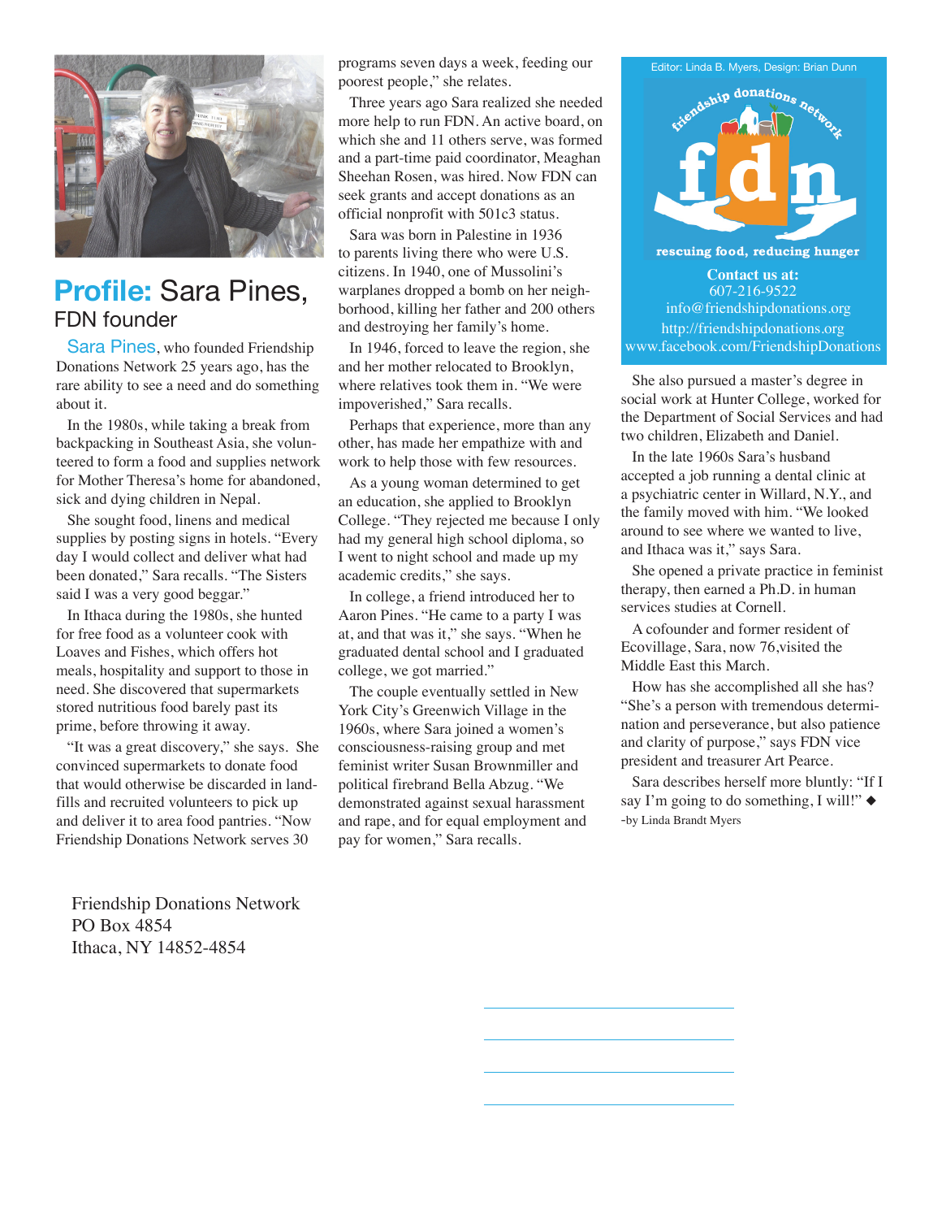# Profile: Sara Pines, FDN founder

Sara Pines, who founded Friendship Donations Network 25 years ago, has the rare ability to see a need and do something about it.

In the 1980s, while taking a break from backpacking in Southeast Asia, she volunteered to form a food and supplies network for Mother Theresa's home for abandoned, sick and dying children in Nepal.

She sought food, linens and medical supplies by posting signs in hotels. "Every day I would collect and deliver what had been donated," Sara recalls. "The Sisters said I was a very good beggar."

In Ithaca during the 1980s, she hunted for free food as a volunteer cook with Loaves and Fishes, which offers hot meals, hospitality and support to those in need. She discovered that supermarkets stored nutritious food barely past its prime, before throwing it away.

"It was a great discovery," she says. She convinced supermarkets to donate food that would otherwise be discarded in landfills and recruited volunteers to pick up and deliver it to area food pantries. "Now Friendship Donations Network serves 30 programs seven days a week, feeding our poorest people," she relates.

Three years ago Sara realized she needed more help to run FDN. An active board, on which she and 11 others serve, was formed and a part-time paid coordinator, Meaghan Sheehan Rosen, was hired. Now FDN can seek grants and accept donations as an official nonprofit with 501c3 status.

Sara was born in Palestine in 1936 to parents living there who were U.S. citizens. In 1940, one of Mussolini's warplanes dropped a bomb on her neighborhood, killing her father and 200 others and destroying her family's home.

In 1946, forced to leave the region, she and her mother relocated to Brooklyn, where relatives took them in. "We were impoverished," Sara recalls.

Perhaps that experience, more than any other, has made her empathize with and work to help those with few resources.

As a young woman determined to get an education, she applied to Brooklyn College. "They rejected me because I only had my general high school diploma, so I went to night school and made up my academic credits," she says.

In college, a friend introduced her to Aaron Pines. "He came to a party I was at, and that was it," she says. "When he graduated dental school and I graduated college, we got married."

The couple eventually settled in New York City's Greenwich Village in the 1960s, where Sara joined a women's consciousness-raising group and met feminist writer Susan Brownmiller and political firebrand Bella Abzug. "We demonstrated against sexual harassment and rape, and for equal employment and pay for women," Sara recalls.

She also pursued a master's degree in social work at Hunter College, worked for the Department of Social Services and had two children, Elizabeth and Daniel.

In the late 1960s Sara's husband accepted a job running a dental clinic at a psychiatric center in Willard, N.Y., and the family moved with him. "We looked around to see where we wanted to live, and Ithaca was it," says Sara.

She opened a private practice in feminist therapy, then earned a Ph.D. in human services studies at Cornell.

A cofounder and former resident of Ecovillage, Sara, now 76,visited the Middle East this March.

How has she accomplished all she has? "She's a person with tremendous determination and perseverance, but also patience and clarity of purpose," says FDN vice president and treasurer Art Pearce.

Sara describes herself more bluntly: "If I say I'm going to do something, I will!" ◆

-by Linda Brandt Myers

Editor: Linda B. Myers, Design: Brian Dunn

friendship donations network

fdn

rescuing food, reducing hunger

**Contact us at:**
607-216-9522
info@friendshipdonations.org
http://friendshipdonations.org
www.facebook.com/FriendshipDonations

Friendship Donations Network
PO Box 4854
Ithaca, NY 14852-4854